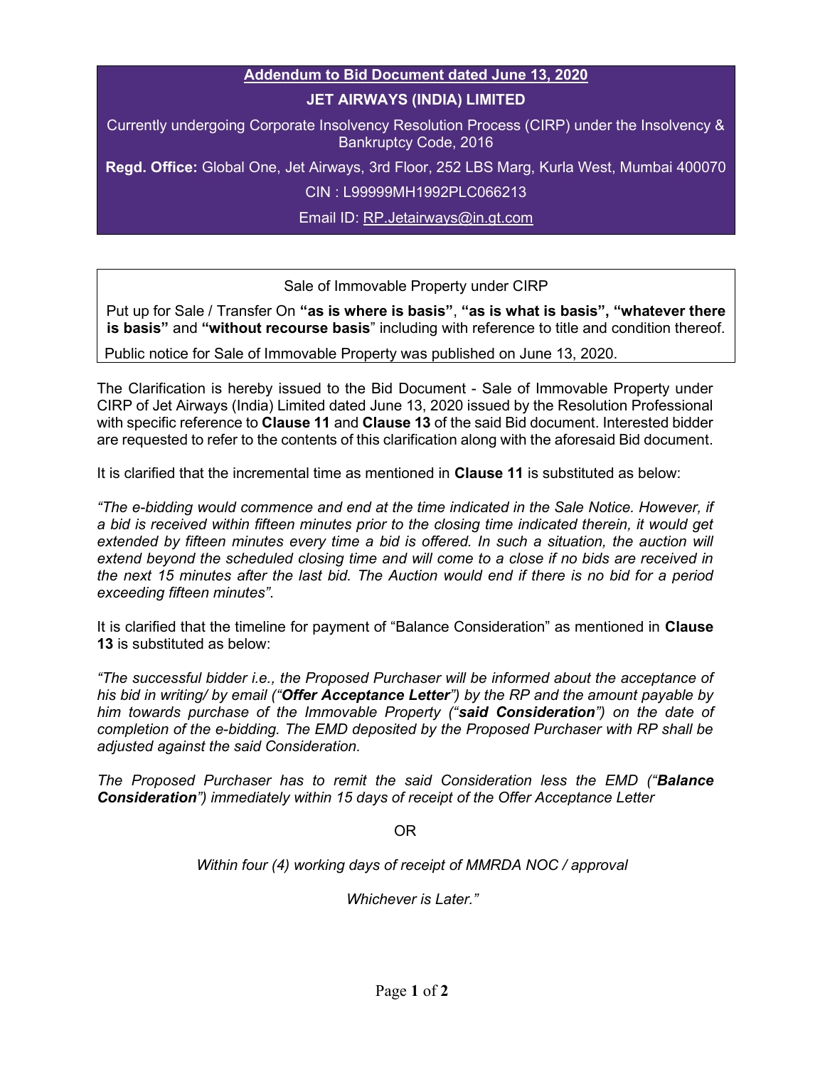**Addendum to Bid Document dated June 13, 2020**

**JET AIRWAYS (INDIA) LIMITED**

Currently undergoing Corporate Insolvency Resolution Process (CIRP) under the Insolvency & Bankruptcy Code, 2016

**Regd. Office:** Global One, Jet Airways, 3rd Floor, 252 LBS Marg, Kurla West, Mumbai 400070

CIN : L99999MH1992PLC066213

Email ID: RP.Jetairways@in.gt.com

Sale of Immovable Property under CIRP

Put up for Sale / Transfer On **"as is where is basis"**, **"as is what is basis", "whatever there is basis"** and **"without recourse basis"** including with reference to title and condition thereof.

Public notice for Sale of Immovable Property was published on June 13, 2020.

The Clarification is hereby issued to the Bid Document - Sale of Immovable Property under CIRP of Jet Airways (India) Limited dated June 13, 2020 issued by the Resolution Professional with specific reference to **Clause 11** and **Clause 13** of the said Bid document. Interested bidder are requested to refer to the contents of this clarification along with the aforesaid Bid document.

It is clarified that the incremental time as mentioned in **Clause 11** is substituted as below:

*"The e-bidding would commence and end at the time indicated in the Sale Notice. However, if a bid is received within fifteen minutes prior to the closing time indicated therein, it would get extended by fifteen minutes every time a bid is offered. In such a situation, the auction will extend beyond the scheduled closing time and will come to a close if no bids are received in the next 15 minutes after the last bid. The Auction would end if there is no bid for a period exceeding fifteen minutes".*

It is clarified that the timeline for payment of "Balance Consideration" as mentioned in **Clause 13** is substituted as below:

*"The successful bidder i.e., the Proposed Purchaser will be informed about the acceptance of his bid in writing/ by email ("**Offer Acceptance Letter**") by the RP and the amount payable by him towards purchase of the Immovable Property ("**said Consideration**") on the date of completion of the e-bidding. The EMD deposited by the Proposed Purchaser with RP shall be adjusted against the said Consideration.*

*The Proposed Purchaser has to remit the said Consideration less the EMD ("**Balance Consideration**") immediately within 15 days of receipt of the Offer Acceptance Letter*

OR

*Within four (4) working days of receipt of MMRDA NOC / approval*

*Whichever is Later."*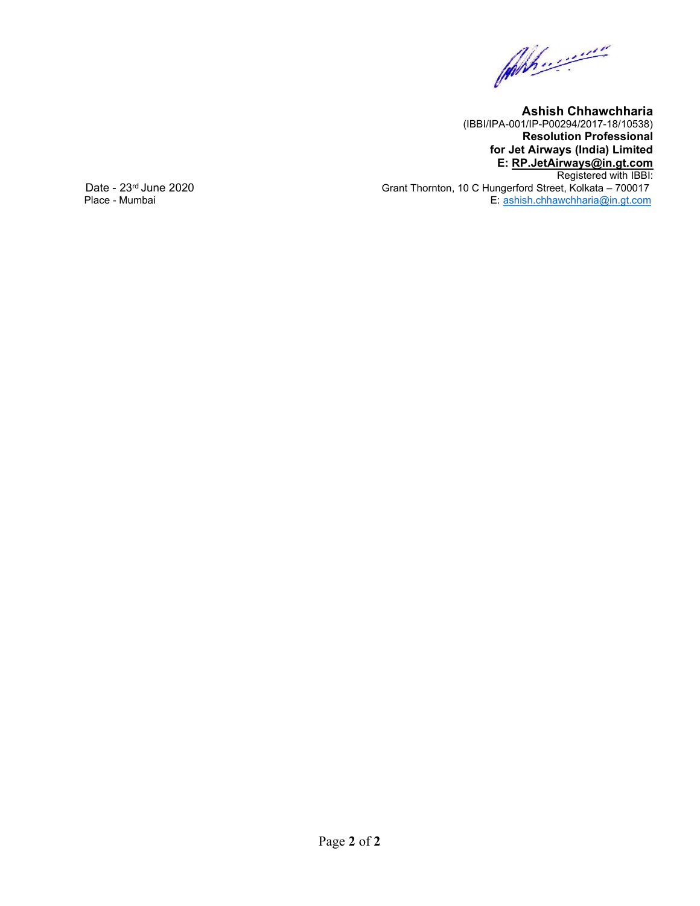**Ashish Chhawchharia**
(IBBI/IPA-001/IP-P00294/2017-18/10538)
**Resolution Professional**
**for Jet Airways (India) Limited**
**E: RP.JetAirways@in.gt.com**
Registered with IBBI:
Grant Thornton, 10 C Hungerford Street, Kolkata – 700017
E: ashish.chhawchharia@in.gt.com

Date - 23rd June 2020
Place - Mumbai